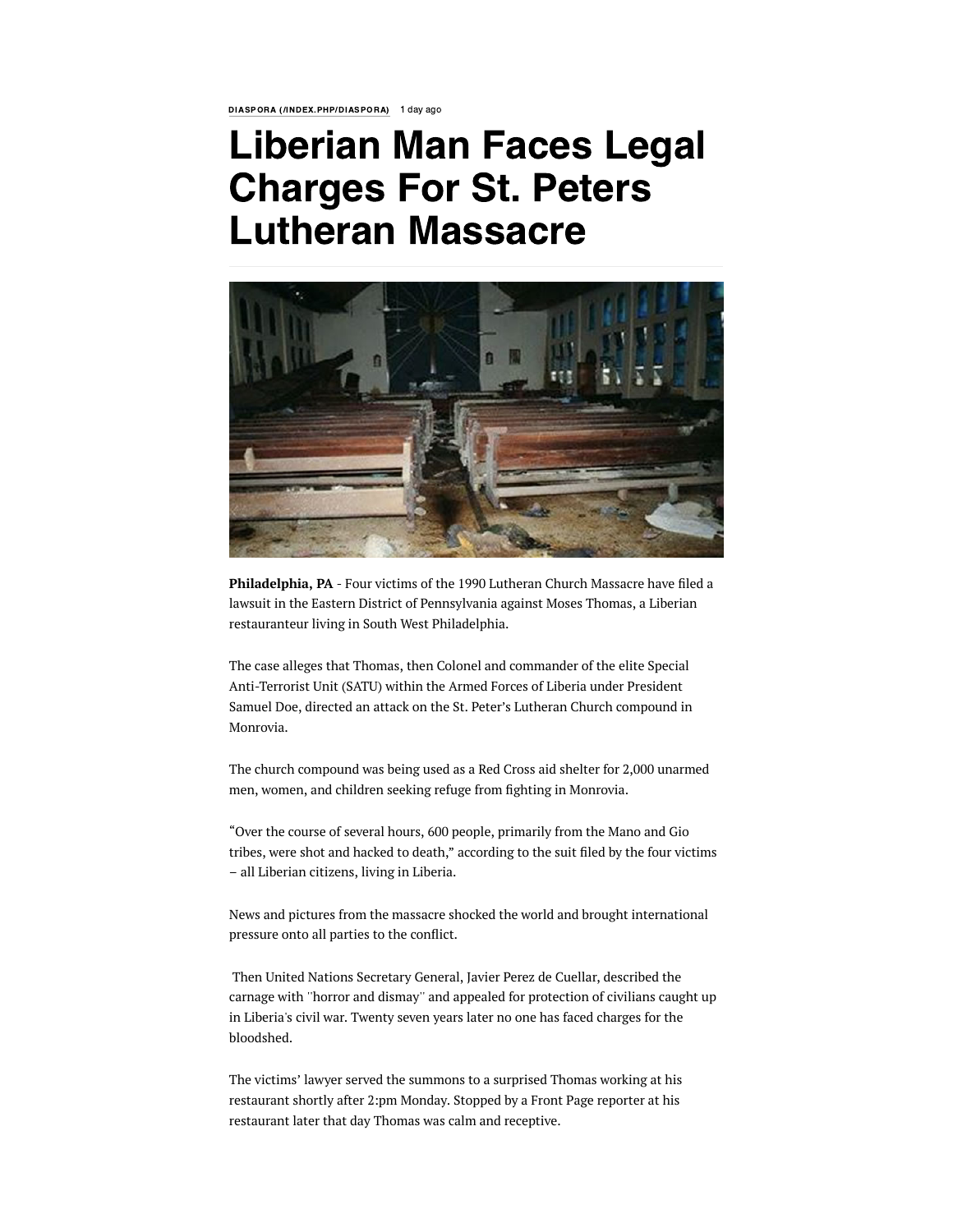DIASPORA (/INDEX.PHP/DIASPORA) 1 day ago

# Liberian Man Faces Legal Charges For St. Peters Lutheran Massacre

**Philadelphia, PA** - Four victims of the 1990 Lutheran Church Massacre have filed a lawsuit in the Eastern District of Pennsylvania against Moses Thomas, a Liberian restauranteur living in South West Philadelphia.

The case alleges that Thomas, then Colonel and commander of the elite Special Anti-Terrorist Unit (SATU) within the Armed Forces of Liberia under President Samuel Doe, directed an attack on the St. Peter's Lutheran Church compound in Monrovia.

The church compound was being used as a Red Cross aid shelter for 2,000 unarmed men, women, and children seeking refuge from fighting in Monrovia.

"Over the course of several hours, 600 people, primarily from the Mano and Gio tribes, were shot and hacked to death," according to the suit filed by the four victims – all Liberian citizens, living in Liberia.

News and pictures from the massacre shocked the world and brought international pressure onto all parties to the conflict.

Then United Nations Secretary General, Javier Perez de Cuellar, described the carnage with ''horror and dismay'' and appealed for protection of civilians caught up in Liberia's civil war. Twenty seven years later no one has faced charges for the bloodshed.

The victims' lawyer served the summons to a surprised Thomas working at his restaurant shortly after 2:pm Monday. Stopped by a Front Page reporter at his restaurant later that day Thomas was calm and receptive.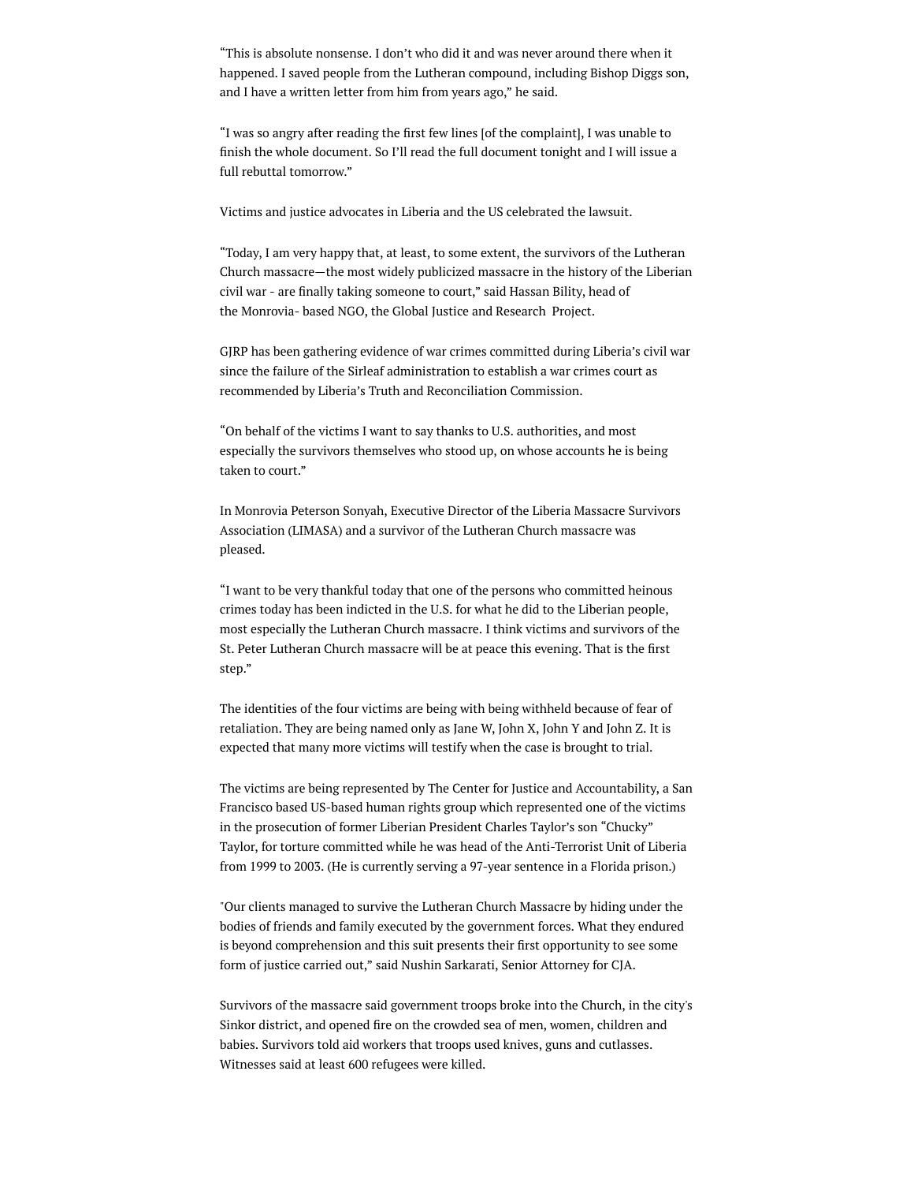"This is absolute nonsense. I don't who did it and was never around there when it happened. I saved people from the Lutheran compound, including Bishop Diggs son, and I have a written letter from him from years ago," he said.

"I was so angry after reading the first few lines [of the complaint], I was unable to finish the whole document. So I'll read the full document tonight and I will issue a full rebuttal tomorrow."

Victims and justice advocates in Liberia and the US celebrated the lawsuit.

"Today, I am very happy that, at least, to some extent, the survivors of the Lutheran Church massacre—the most widely publicized massacre in the history of the Liberian civil war - are finally taking someone to court," said Hassan Bility, head of the Monrovia- based NGO, the Global Justice and Research Project.

GJRP has been gathering evidence of war crimes committed during Liberia's civil war since the failure of the Sirleaf administration to establish a war crimes court as recommended by Liberia's Truth and Reconciliation Commission.

"On behalf of the victims I want to say thanks to U.S. authorities, and most especially the survivors themselves who stood up, on whose accounts he is being taken to court."

In Monrovia Peterson Sonyah, Executive Director of the Liberia Massacre Survivors Association (LIMASA) and a survivor of the Lutheran Church massacre was pleased.

"I want to be very thankful today that one of the persons who committed heinous crimes today has been indicted in the U.S. for what he did to the Liberian people, most especially the Lutheran Church massacre. I think victims and survivors of the St. Peter Lutheran Church massacre will be at peace this evening. That is the first step."

The identities of the four victims are being with being withheld because of fear of retaliation. They are being named only as Jane W, John X, John Y and John Z. It is expected that many more victims will testify when the case is brought to trial.

The victims are being represented by The Center for Justice and Accountability, a San Francisco based US-based human rights group which represented one of the victims in the prosecution of former Liberian President Charles Taylor's son "Chucky" Taylor, for torture committed while he was head of the Anti-Terrorist Unit of Liberia from 1999 to 2003. (He is currently serving a 97-year sentence in a Florida prison.)

"Our clients managed to survive the Lutheran Church Massacre by hiding under the bodies of friends and family executed by the government forces. What they endured is beyond comprehension and this suit presents their first opportunity to see some form of justice carried out," said Nushin Sarkarati, Senior Attorney for CJA.

Survivors of the massacre said government troops broke into the Church, in the city's Sinkor district, and opened fire on the crowded sea of men, women, children and babies. Survivors told aid workers that troops used knives, guns and cutlasses. Witnesses said at least 600 refugees were killed.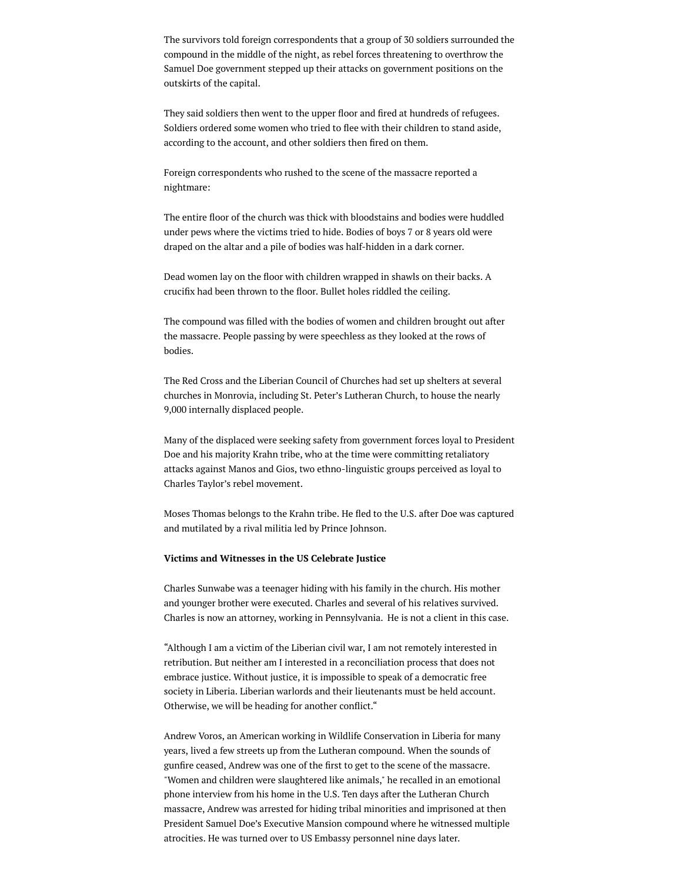The survivors told foreign correspondents that a group of 30 soldiers surrounded the compound in the middle of the night, as rebel forces threatening to overthrow the Samuel Doe government stepped up their attacks on government positions on the outskirts of the capital.

They said soldiers then went to the upper floor and fired at hundreds of refugees. Soldiers ordered some women who tried to flee with their children to stand aside, according to the account, and other soldiers then fired on them.

Foreign correspondents who rushed to the scene of the massacre reported a nightmare:

The entire floor of the church was thick with bloodstains and bodies were huddled under pews where the victims tried to hide. Bodies of boys 7 or 8 years old were draped on the altar and a pile of bodies was half-hidden in a dark corner.

Dead women lay on the floor with children wrapped in shawls on their backs. A crucifix had been thrown to the floor. Bullet holes riddled the ceiling.

The compound was filled with the bodies of women and children brought out after the massacre. People passing by were speechless as they looked at the rows of bodies.

The Red Cross and the Liberian Council of Churches had set up shelters at several churches in Monrovia, including St. Peter's Lutheran Church, to house the nearly 9,000 internally displaced people.

Many of the displaced were seeking safety from government forces loyal to President Doe and his majority Krahn tribe, who at the time were committing retaliatory attacks against Manos and Gios, two ethno-linguistic groups perceived as loyal to Charles Taylor's rebel movement.

Moses Thomas belongs to the Krahn tribe. He fled to the U.S. after Doe was captured and mutilated by a rival militia led by Prince Johnson.

**Victims and Witnesses in the US Celebrate Justice**

Charles Sunwabe was a teenager hiding with his family in the church. His mother and younger brother were executed. Charles and several of his relatives survived. Charles is now an attorney, working in Pennsylvania. He is not a client in this case.

"Although I am a victim of the Liberian civil war, I am not remotely interested in retribution. But neither am I interested in a reconciliation process that does not embrace justice. Without justice, it is impossible to speak of a democratic free society in Liberia. Liberian warlords and their lieutenants must be held account. Otherwise, we will be heading for another conflict."

Andrew Voros, an American working in Wildlife Conservation in Liberia for many years, lived a few streets up from the Lutheran compound. When the sounds of gunfire ceased, Andrew was one of the first to get to the scene of the massacre. "Women and children were slaughtered like animals," he recalled in an emotional phone interview from his home in the U.S. Ten days after the Lutheran Church massacre, Andrew was arrested for hiding tribal minorities and imprisoned at then President Samuel Doe's Executive Mansion compound where he witnessed multiple atrocities. He was turned over to US Embassy personnel nine days later.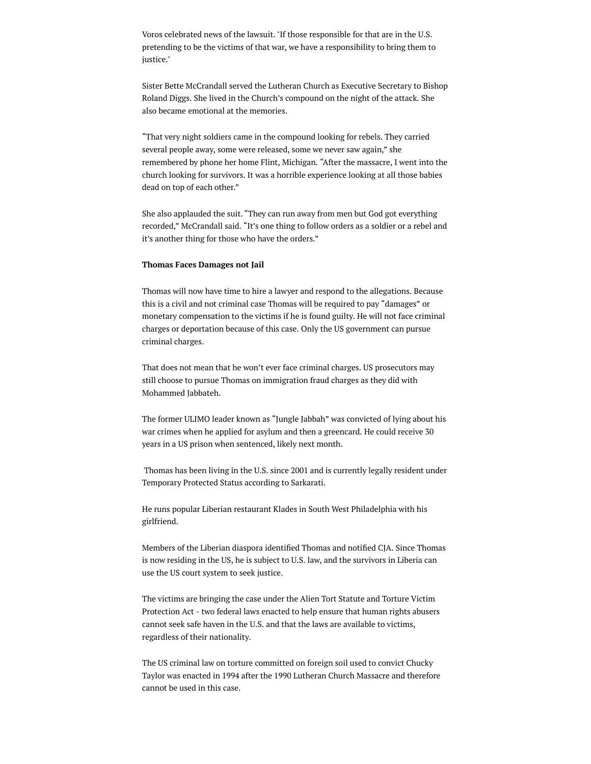Voros celebrated news of the lawsuit. "If those responsible for that are in the U.S. pretending to be the victims of that war, we have a responsibility to bring them to justice."

Sister Bette McCrandall served the Lutheran Church as Executive Secretary to Bishop Roland Diggs. She lived in the Church's compound on the night of the attack. She also became emotional at the memories.

"That very night soldiers came in the compound looking for rebels. They carried several people away, some were released, some we never saw again," she remembered by phone her home Flint, Michigan. "After the massacre, I went into the church looking for survivors. It was a horrible experience looking at all those babies dead on top of each other."

She also applauded the suit. "They can run away from men but God got everything recorded," McCrandall said. "It's one thing to follow orders as a soldier or a rebel and it's another thing for those who have the orders."

**Thomas Faces Damages not Jail**

Thomas will now have time to hire a lawyer and respond to the allegations. Because this is a civil and not criminal case Thomas will be required to pay "damages" or monetary compensation to the victims if he is found guilty. He will not face criminal charges or deportation because of this case. Only the US government can pursue criminal charges.

That does not mean that he won't ever face criminal charges. US prosecutors may still choose to pursue Thomas on immigration fraud charges as they did with Mohammed Jabbateh.

The former ULIMO leader known as "Jungle Jabbah" was convicted of lying about his war crimes when he applied for asylum and then a greencard. He could receive 30 years in a US prison when sentenced, likely next month.

Thomas has been living in the U.S. since 2001 and is currently legally resident under Temporary Protected Status according to Sarkarati.

He runs popular Liberian restaurant Klades in South West Philadelphia with his girlfriend.

Members of the Liberian diaspora identified Thomas and notified CJA. Since Thomas is now residing in the US, he is subject to U.S. law, and the survivors in Liberia can use the US court system to seek justice.

The victims are bringing the case under the Alien Tort Statute and Torture Victim Protection Act - two federal laws enacted to help ensure that human rights abusers cannot seek safe haven in the U.S. and that the laws are available to victims, regardless of their nationality.

The US criminal law on torture committed on foreign soil used to convict Chucky Taylor was enacted in 1994 after the 1990 Lutheran Church Massacre and therefore cannot be used in this case.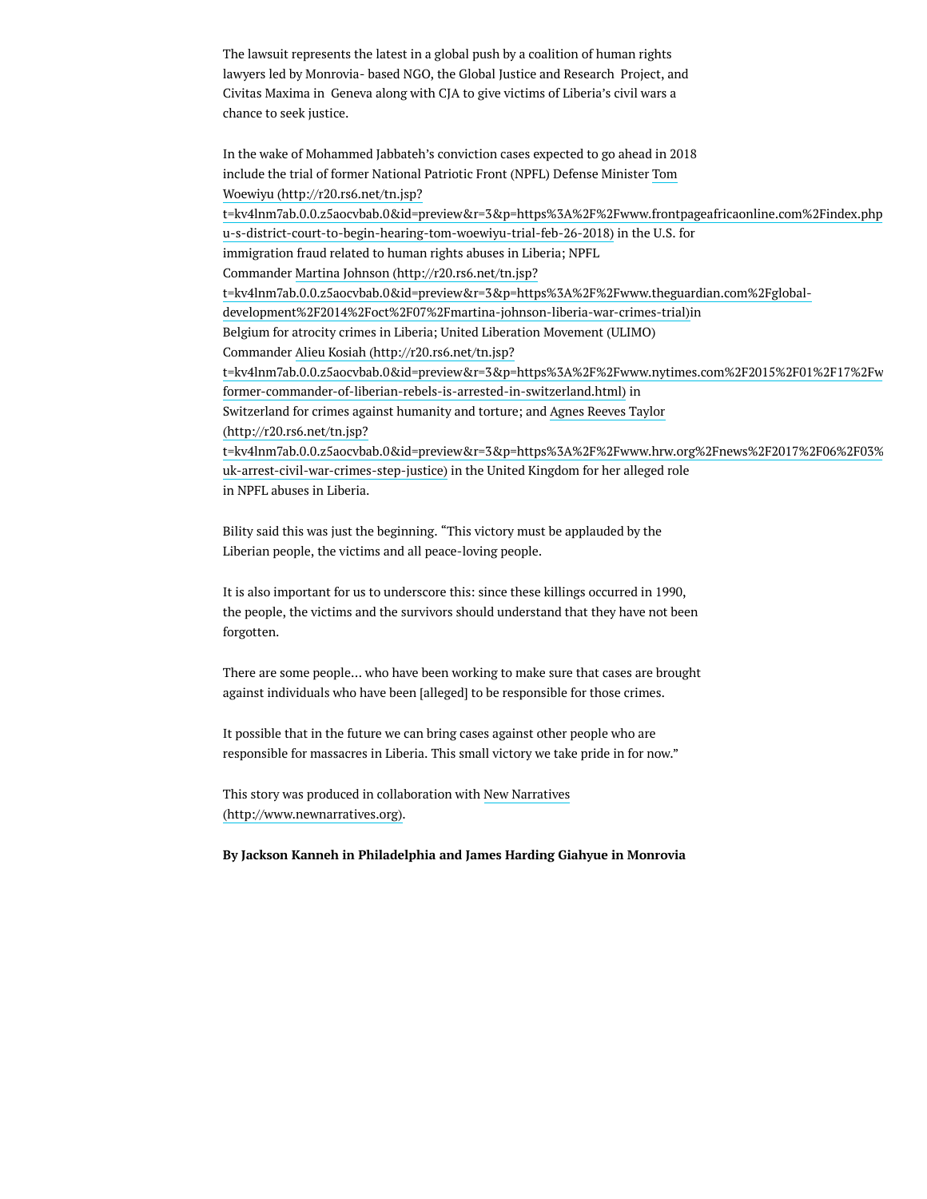The lawsuit represents the latest in a global push by a coalition of human rights lawyers led by Monrovia- based NGO, the Global Justice and Research Project, and Civitas Maxima in Geneva along with CJA to give victims of Liberia's civil wars a chance to seek justice.

In the wake of Mohammed Jabbateh's conviction cases expected to go ahead in 2018 include the trial of former National Patriotic Front (NPFL) Defense Minister [Tom Woewiyu (http://r20.rs6.net/tn.jsp?t=kv4lnm7ab.0.0.z5aocvbab.0&id=preview&r=3&p=https%3A%2F%2Fwww.frontpageafricaonline.com%2Findex.php u-s-district-court-to-begin-hearing-tom-woewiyu-trial-feb-26-2018)] in the U.S. for immigration fraud related to human rights abuses in Liberia; NPFL Commander [Martina Johnson (http://r20.rs6.net/tn.jsp?t=kv4lnm7ab.0.0.z5aocvbab.0&id=preview&r=3&p=https%3A%2F%2Fwww.theguardian.com%2Fglobal-development%2F2014%2Foct%2F07%2Fmartina-johnson-liberia-war-crimes-trial)]in Belgium for atrocity crimes in Liberia; United Liberation Movement (ULIMO) Commander [Alieu Kosiah (http://r20.rs6.net/tn.jsp?t=kv4lnm7ab.0.0.z5aocvbab.0&id=preview&r=3&p=https%3A%2F%2Fwww.nytimes.com%2F2015%2F01%2F17%2Fw former-commander-of-liberian-rebels-is-arrested-in-switzerland.html)] in Switzerland for crimes against humanity and torture; and [Agnes Reeves Taylor (http://r20.rs6.net/tn.jsp?t=kv4lnm7ab.0.0.z5aocvbab.0&id=preview&r=3&p=https%3A%2F%2Fwww.hrw.org%2Fnews%2F2017%2F06%2F03% uk-arrest-civil-war-crimes-step-justice)] in the United Kingdom for her alleged role in NPFL abuses in Liberia.

Bility said this was just the beginning. "This victory must be applauded by the Liberian people, the victims and all peace-loving people.

It is also important for us to underscore this: since these killings occurred in 1990, the people, the victims and the survivors should understand that they have not been forgotten.

There are some people… who have been working to make sure that cases are brought against individuals who have been [alleged] to be responsible for those crimes.

It possible that in the future we can bring cases against other people who are responsible for massacres in Liberia. This small victory we take pride in for now."

This story was produced in collaboration with [New Narratives (http://www.newnarratives.org)].

**By Jackson Kanneh in Philadelphia and James Harding Giahyue in Monrovia**